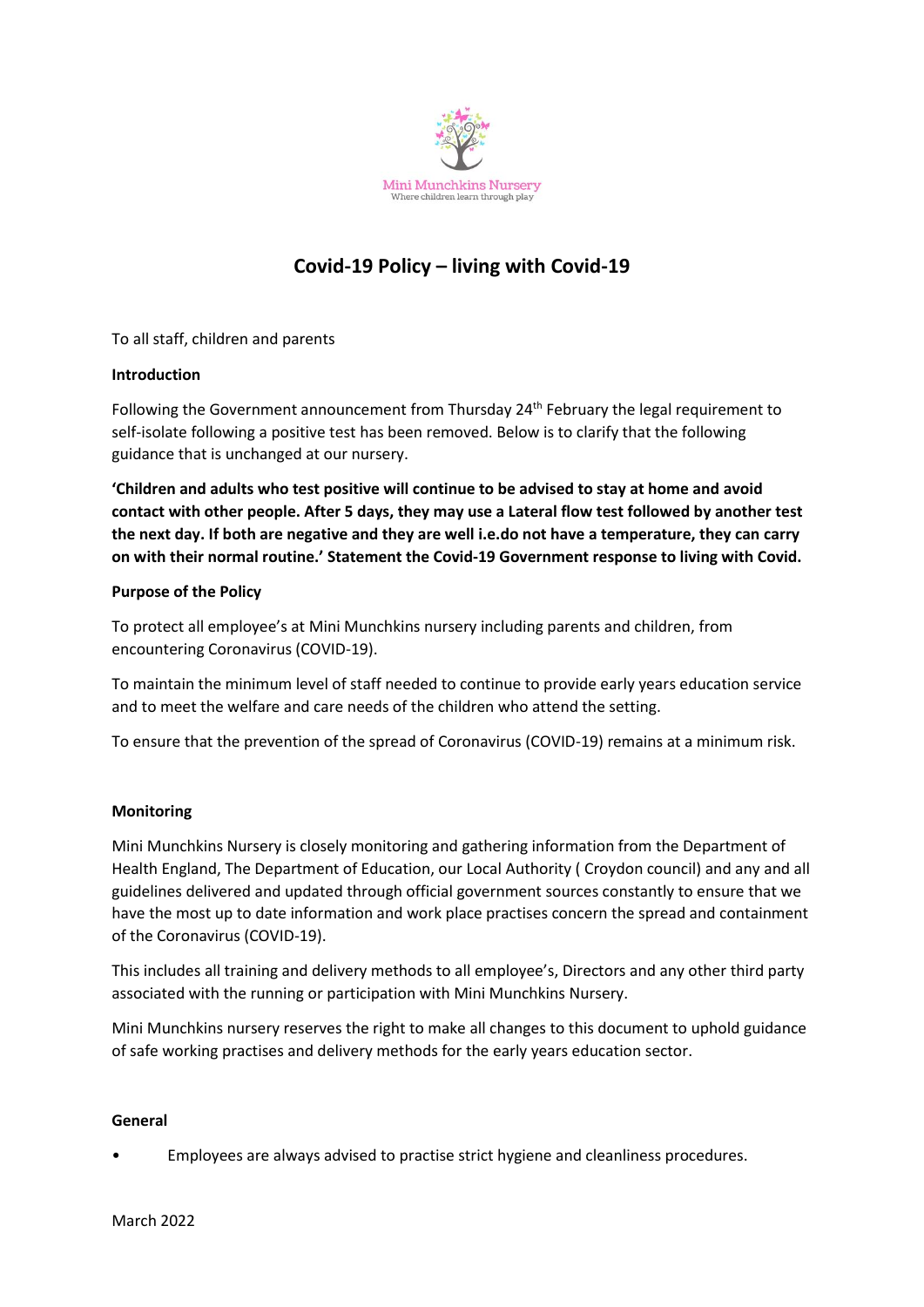Mini Munchkins Nursery
Where children learn through play

# Covid-19 Policy – living with Covid-19

To all staff, children and parents

**Introduction**

Following the Government announcement from Thursday 24th February the legal requirement to self-isolate following a positive test has been removed. Below is to clarify that the following guidance that is unchanged at our nursery.

**'Children and adults who test positive will continue to be advised to stay at home and avoid contact with other people. After 5 days, they may use a Lateral flow test followed by another test the next day. If both are negative and they are well i.e.do not have a temperature, they can carry on with their normal routine.' Statement the Covid-19 Government response to living with Covid.**

**Purpose of the Policy**

To protect all employee's at Mini Munchkins nursery including parents and children, from encountering Coronavirus (COVID-19).

To maintain the minimum level of staff needed to continue to provide early years education service and to meet the welfare and care needs of the children who attend the setting.

To ensure that the prevention of the spread of Coronavirus (COVID-19) remains at a minimum risk.

**Monitoring**

Mini Munchkins Nursery is closely monitoring and gathering information from the Department of Health England, The Department of Education, our Local Authority ( Croydon council) and any and all guidelines delivered and updated through official government sources constantly to ensure that we have the most up to date information and work place practises concern the spread and containment of the Coronavirus (COVID-19).

This includes all training and delivery methods to all employee's, Directors and any other third party associated with the running or participation with Mini Munchkins Nursery.

Mini Munchkins nursery reserves the right to make all changes to this document to uphold guidance of safe working practises and delivery methods for the early years education sector.

**General**

- Employees are always advised to practise strict hygiene and cleanliness procedures.

March 2022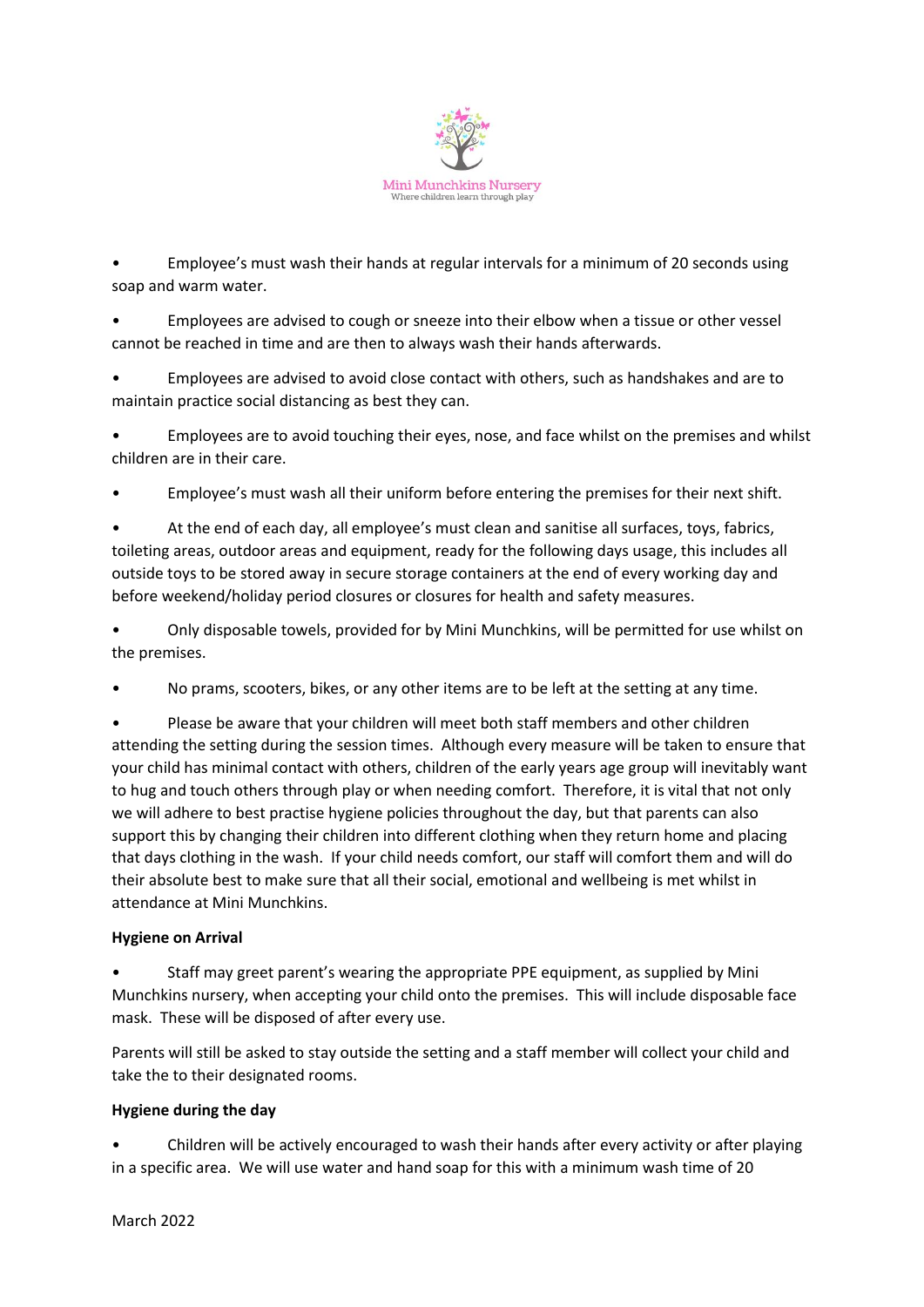- Employee's must wash their hands at regular intervals for a minimum of 20 seconds using soap and warm water.
- Employees are advised to cough or sneeze into their elbow when a tissue or other vessel cannot be reached in time and are then to always wash their hands afterwards.
- Employees are advised to avoid close contact with others, such as handshakes and are to maintain practice social distancing as best they can.
- Employees are to avoid touching their eyes, nose, and face whilst on the premises and whilst children are in their care.
- Employee's must wash all their uniform before entering the premises for their next shift.
- At the end of each day, all employee's must clean and sanitise all surfaces, toys, fabrics, toileting areas, outdoor areas and equipment, ready for the following days usage, this includes all outside toys to be stored away in secure storage containers at the end of every working day and before weekend/holiday period closures or closures for health and safety measures.
- Only disposable towels, provided for by Mini Munchkins, will be permitted for use whilst on the premises.
- No prams, scooters, bikes, or any other items are to be left at the setting at any time.
- Please be aware that your children will meet both staff members and other children attending the setting during the session times. Although every measure will be taken to ensure that your child has minimal contact with others, children of the early years age group will inevitably want to hug and touch others through play or when needing comfort. Therefore, it is vital that not only we will adhere to best practise hygiene policies throughout the day, but that parents can also support this by changing their children into different clothing when they return home and placing that days clothing in the wash. If your child needs comfort, our staff will comfort them and will do their absolute best to make sure that all their social, emotional and wellbeing is met whilst in attendance at Mini Munchkins.

**Hygiene on Arrival**

- Staff may greet parent's wearing the appropriate PPE equipment, as supplied by Mini Munchkins nursery, when accepting your child onto the premises. This will include disposable face mask. These will be disposed of after every use.

Parents will still be asked to stay outside the setting and a staff member will collect your child and take the to their designated rooms.

**Hygiene during the day**

- Children will be actively encouraged to wash their hands after every activity or after playing in a specific area. We will use water and hand soap for this with a minimum wash time of 20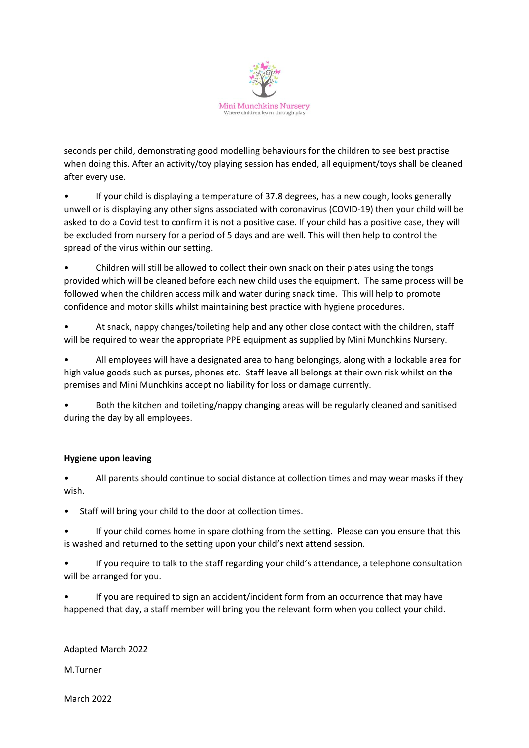seconds per child, demonstrating good modelling behaviours for the children to see best practise when doing this. After an activity/toy playing session has ended, all equipment/toys shall be cleaned after every use.

- If your child is displaying a temperature of 37.8 degrees, has a new cough, looks generally unwell or is displaying any other signs associated with coronavirus (COVID-19) then your child will be asked to do a Covid test to confirm it is not a positive case. If your child has a positive case, they will be excluded from nursery for a period of 5 days and are well. This will then help to control the spread of the virus within our setting.

- Children will still be allowed to collect their own snack on their plates using the tongs provided which will be cleaned before each new child uses the equipment. The same process will be followed when the children access milk and water during snack time. This will help to promote confidence and motor skills whilst maintaining best practice with hygiene procedures.

- At snack, nappy changes/toileting help and any other close contact with the children, staff will be required to wear the appropriate PPE equipment as supplied by Mini Munchkins Nursery.

- All employees will have a designated area to hang belongings, along with a lockable area for high value goods such as purses, phones etc. Staff leave all belongs at their own risk whilst on the premises and Mini Munchkins accept no liability for loss or damage currently.

- Both the kitchen and toileting/nappy changing areas will be regularly cleaned and sanitised during the day by all employees.

**Hygiene upon leaving**

- All parents should continue to social distance at collection times and may wear masks if they wish.

- Staff will bring your child to the door at collection times.

- If your child comes home in spare clothing from the setting. Please can you ensure that this is washed and returned to the setting upon your child's next attend session.

- If you require to talk to the staff regarding your child's attendance, a telephone consultation will be arranged for you.

- If you are required to sign an accident/incident form from an occurrence that may have happened that day, a staff member will bring you the relevant form when you collect your child.

Adapted March 2022

M.Turner

March 2022